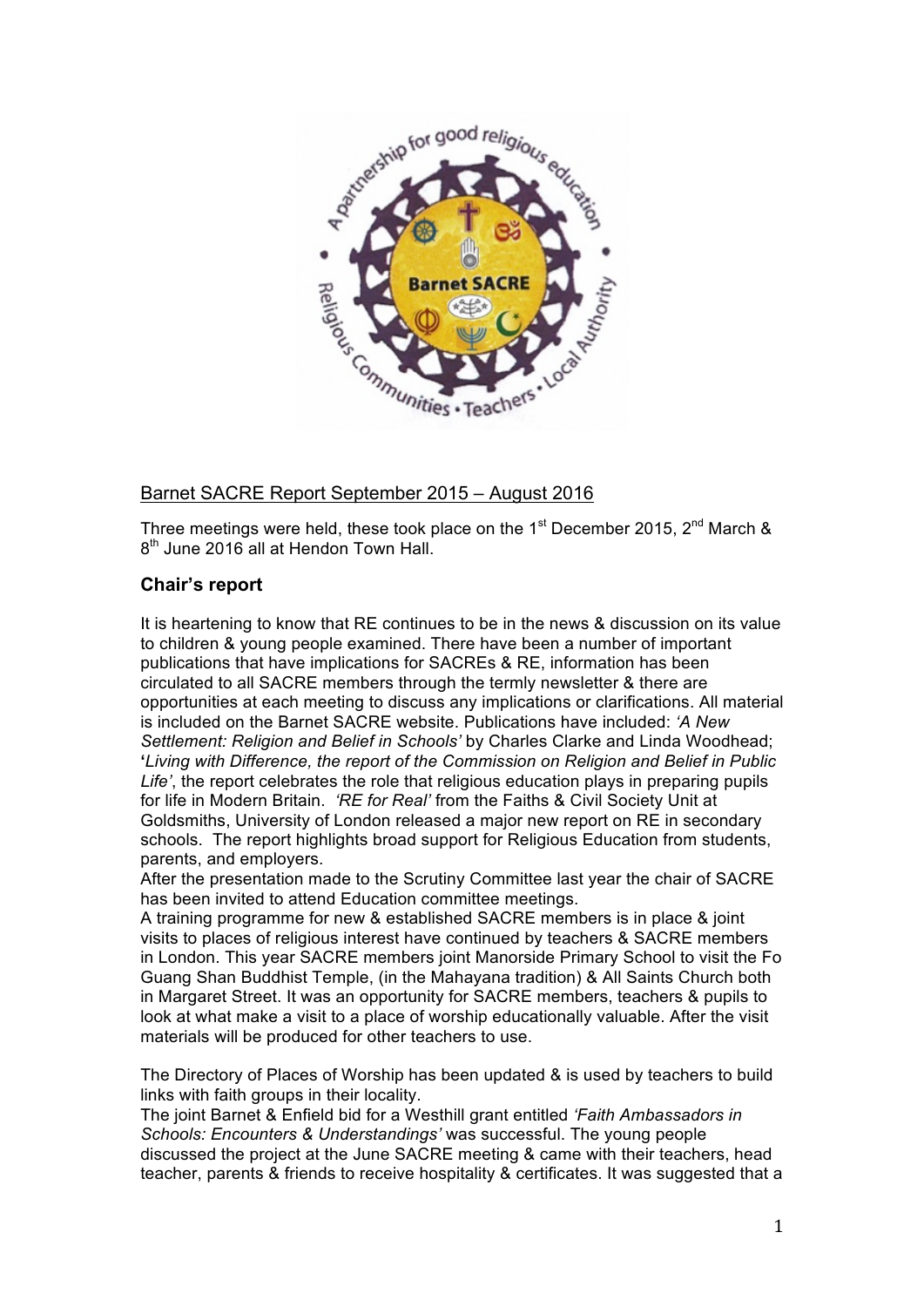Barnet SACRE Report September 2015 – August 2016

Three meetings were held, these took place on the 1st December 2015, 2nd March & 8th June 2016 all at Hendon Town Hall.

## Chair's report

It is heartening to know that RE continues to be in the news & discussion on its value to children & young people examined. There have been a number of important publications that have implications for SACREs & RE, information has been circulated to all SACRE members through the termly newsletter & there are opportunities at each meeting to discuss any implications or clarifications. All material is included on the Barnet SACRE website. Publications have included: *'A New Settlement: Religion and Belief in Schools'* by Charles Clarke and Linda Woodhead; **'***Living with Difference, the report of the Commission on Religion and Belief in Public Life'*, the report celebrates the role that religious education plays in preparing pupils for life in Modern Britain. *'RE for Real'* from the Faiths & Civil Society Unit at Goldsmiths, University of London released a major new report on RE in secondary schools. The report highlights broad support for Religious Education from students, parents, and employers.
After the presentation made to the Scrutiny Committee last year the chair of SACRE has been invited to attend Education committee meetings.
A training programme for new & established SACRE members is in place & joint visits to places of religious interest have continued by teachers & SACRE members in London. This year SACRE members joint Manorside Primary School to visit the Fo Guang Shan Buddhist Temple, (in the Mahayana tradition) & All Saints Church both in Margaret Street. It was an opportunity for SACRE members, teachers & pupils to look at what make a visit to a place of worship educationally valuable. After the visit materials will be produced for other teachers to use.

The Directory of Places of Worship has been updated & is used by teachers to build links with faith groups in their locality.
The joint Barnet & Enfield bid for a Westhill grant entitled *'Faith Ambassadors in Schools: Encounters & Understandings'* was successful. The young people discussed the project at the June SACRE meeting & came with their teachers, head teacher, parents & friends to receive hospitality & certificates. It was suggested that a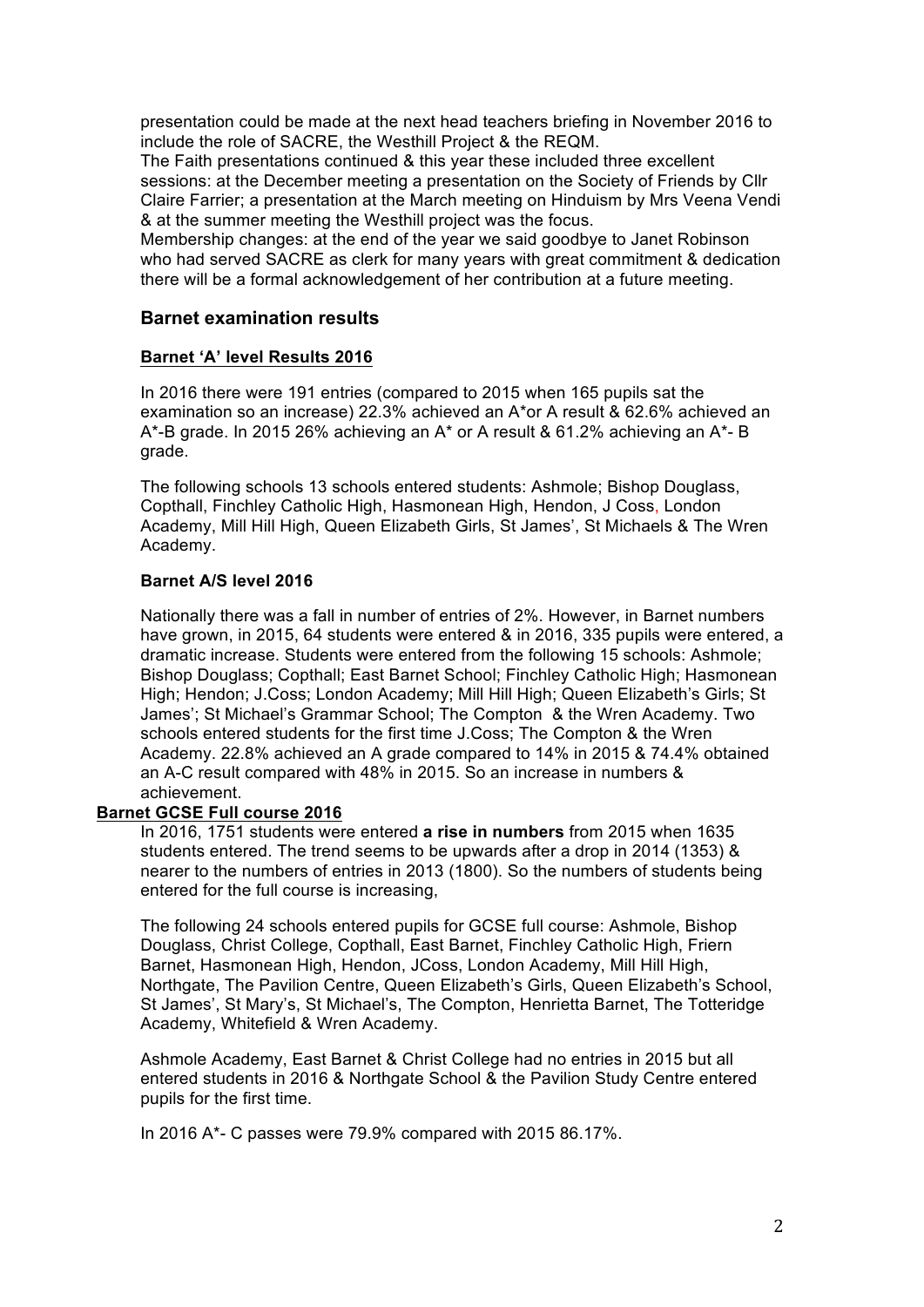presentation could be made at the next head teachers briefing in November 2016 to include the role of SACRE, the Westhill Project & the REQM.

The Faith presentations continued & this year these included three excellent sessions: at the December meeting a presentation on the Society of Friends by Cllr Claire Farrier; a presentation at the March meeting on Hinduism by Mrs Veena Vendi & at the summer meeting the Westhill project was the focus.

Membership changes: at the end of the year we said goodbye to Janet Robinson who had served SACRE as clerk for many years with great commitment & dedication there will be a formal acknowledgement of her contribution at a future meeting.

## Barnet examination results

### Barnet 'A' level Results 2016

In 2016 there were 191 entries (compared to 2015 when 165 pupils sat the examination so an increase) 22.3% achieved an A*or A result & 62.6% achieved an A*-B grade. In 2015 26% achieving an A* or A result & 61.2% achieving an A*- B grade.

The following schools 13 schools entered students: Ashmole; Bishop Douglass, Copthall, Finchley Catholic High, Hasmonean High, Hendon, J Coss, London Academy, Mill Hill High, Queen Elizabeth Girls, St James', St Michaels & The Wren Academy.

### Barnet A/S level 2016

Nationally there was a fall in number of entries of 2%. However, in Barnet numbers have grown, in 2015, 64 students were entered & in 2016, 335 pupils were entered, a dramatic increase. Students were entered from the following 15 schools: Ashmole; Bishop Douglass; Copthall; East Barnet School; Finchley Catholic High; Hasmonean High; Hendon; J.Coss; London Academy; Mill Hill High; Queen Elizabeth's Girls; St James'; St Michael's Grammar School; The Compton & the Wren Academy. Two schools entered students for the first time J.Coss; The Compton & the Wren Academy. 22.8% achieved an A grade compared to 14% in 2015 & 74.4% obtained an A-C result compared with 48% in 2015. So an increase in numbers & achievement.

### Barnet GCSE Full course 2016

In 2016, 1751 students were entered **a rise in numbers** from 2015 when 1635 students entered. The trend seems to be upwards after a drop in 2014 (1353) & nearer to the numbers of entries in 2013 (1800). So the numbers of students being entered for the full course is increasing,

The following 24 schools entered pupils for GCSE full course: Ashmole, Bishop Douglass, Christ College, Copthall, East Barnet, Finchley Catholic High, Friern Barnet, Hasmonean High, Hendon, JCoss, London Academy, Mill Hill High, Northgate, The Pavilion Centre, Queen Elizabeth's Girls, Queen Elizabeth's School, St James', St Mary's, St Michael's, The Compton, Henrietta Barnet, The Totteridge Academy, Whitefield & Wren Academy.

Ashmole Academy, East Barnet & Christ College had no entries in 2015 but all entered students in 2016 & Northgate School & the Pavilion Study Centre entered pupils for the first time.

In 2016 A*- C passes were 79.9% compared with 2015 86.17%.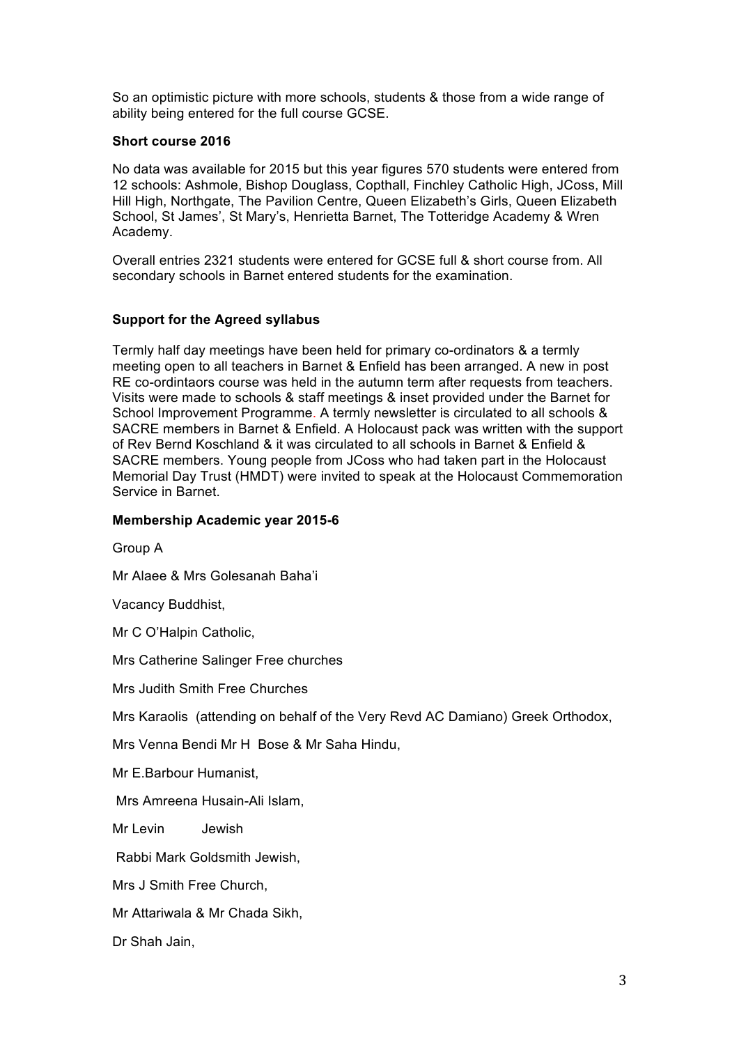So an optimistic picture with more schools, students & those from a wide range of ability being entered for the full course GCSE.

**Short course 2016**

No data was available for 2015 but this year figures 570 students were entered from 12 schools: Ashmole, Bishop Douglass, Copthall, Finchley Catholic High, JCoss, Mill Hill High, Northgate, The Pavilion Centre, Queen Elizabeth's Girls, Queen Elizabeth School, St James', St Mary's, Henrietta Barnet, The Totteridge Academy & Wren Academy.

Overall entries 2321 students were entered for GCSE full & short course from. All secondary schools in Barnet entered students for the examination.

**Support for the Agreed syllabus**

Termly half day meetings have been held for primary co-ordinators & a termly meeting open to all teachers in Barnet & Enfield has been arranged. A new in post RE co-ordintaors course was held in the autumn term after requests from teachers. Visits were made to schools & staff meetings & inset provided under the Barnet for School Improvement Programme. A termly newsletter is circulated to all schools & SACRE members in Barnet & Enfield. A Holocaust pack was written with the support of Rev Bernd Koschland & it was circulated to all schools in Barnet & Enfield & SACRE members. Young people from JCoss who had taken part in the Holocaust Memorial Day Trust (HMDT) were invited to speak at the Holocaust Commemoration Service in Barnet.

**Membership Academic year 2015-6**

Group A

Mr Alaee & Mrs Golesanah Baha'i

Vacancy Buddhist,

Mr C O'Halpin Catholic,

Mrs Catherine Salinger Free churches

Mrs Judith Smith Free Churches

Mrs Karaolis (attending on behalf of the Very Revd AC Damiano) Greek Orthodox,

Mrs Venna Bendi Mr H Bose & Mr Saha Hindu,

Mr E.Barbour Humanist,

Mrs Amreena Husain-Ali Islam,

Mr Levin Jewish

Rabbi Mark Goldsmith Jewish,

Mrs J Smith Free Church,

Mr Attariwala & Mr Chada Sikh,

Dr Shah Jain,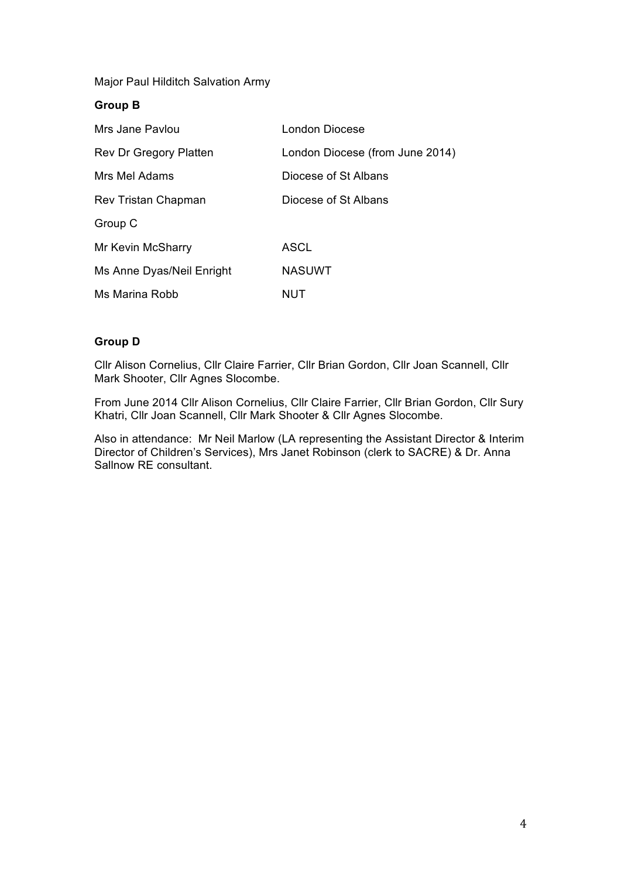Major Paul Hilditch Salvation Army

**Group B**

| | |
|---|---|
| Mrs Jane Pavlou | London Diocese |
| Rev Dr Gregory Platten | London Diocese (from June 2014) |
| Mrs Mel Adams | Diocese of St Albans |
| Rev Tristan Chapman | Diocese of St Albans |

Group C

| | |
|---|---|
| Mr Kevin McSharry | ASCL |
| Ms Anne Dyas/Neil Enright | NASUWT |
| Ms Marina Robb | NUT |

**Group D**

Cllr Alison Cornelius, Cllr Claire Farrier, Cllr Brian Gordon, Cllr Joan Scannell, Cllr Mark Shooter, Cllr Agnes Slocombe.

From June 2014 Cllr Alison Cornelius, Cllr Claire Farrier, Cllr Brian Gordon, Cllr Sury Khatri, Cllr Joan Scannell, Cllr Mark Shooter & Cllr Agnes Slocombe.

Also in attendance: Mr Neil Marlow (LA representing the Assistant Director & Interim Director of Children's Services), Mrs Janet Robinson (clerk to SACRE) & Dr. Anna Sallnow RE consultant.